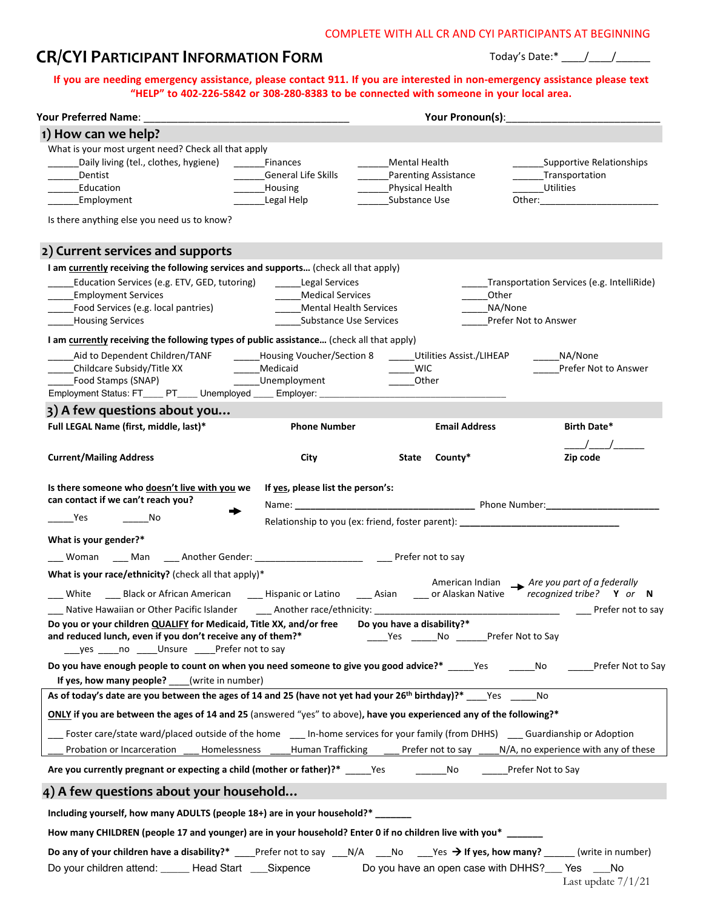COMPLETE WITH ALL CR AND CYI PARTICIPANTS AT BEGINNING

# CR/CYI PARTICIPANT INFORMATION FORM

Today's Date:* ____/____/______

**If you are needing emergency assistance, please contact 911. If you are interested in non-emergency assistance please text "HELP" to 402-226-5842 or 308-280-8383 to be connected with someone in your local area.**

**Your Preferred Name**: ____________________________________ **Your Pronoun(s)**:____________________________

## 1) How can we help?

What is your most urgent need? Check all that apply

______Daily living (tel., clothes, hygiene) ______Finances ______Mental Health ______Supportive Relationships
______Dentist ______General Life Skills ______Parenting Assistance ______Transportation
______Education ______Housing ______Physical Health ______Utilities
______Employment ______Legal Help ______Substance Use Other:________________________

Is there anything else you need us to know?

## 2) Current services and supports

**I am currently receiving the following services and supports…** (check all that apply)

_____Education Services (e.g. ETV, GED, tutoring) _____Legal Services _____Transportation Services (e.g. IntelliRide)
_____Employment Services _____Medical Services _____Other
_____Food Services (e.g. local pantries) _____Mental Health Services _____NA/None
_____Housing Services _____Substance Use Services _____Prefer Not to Answer

**I am currently receiving the following types of public assistance…** (check all that apply)

_____Aid to Dependent Children/TANF _____Housing Voucher/Section 8 _____Utilities Assist./LIHEAP _____NA/None
_____Childcare Subsidy/Title XX _____Medicaid _____WIC _____Prefer Not to Answer
_____Food Stamps (SNAP) _____Unemployment _____Other

Employment Status: FT____ PT____ Unemployed ____ Employer: ________________________________________

## 3) A few questions about you…

| **Full LEGAL Name (first, middle, last)*** | **Phone Number** | **Email Address** | **Birth Date*** |
|---|---|---|---|
| | | | ____/____/______ |
| **Current/Mailing Address** | **City** | **State** **County*** | **Zip code** |

**Is there someone who doesn't live with you we can contact if we can't reach you?**

_____Yes _____No

**If yes, please list the person's:**

Name: ___________________________________ Phone Number:______________________

Relationship to you (ex: friend, foster parent): ________________________________

**What is your gender?***

___ Woman ___ Man ___ Another Gender: _____________________ ___ Prefer not to say

**What is your race/ethnicity?** (check all that apply)*

___ White ___ Black or African American ___ Hispanic or Latino ___ Asian ___ American Indian or Alaskan Native → *Are you part of a federally recognized tribe?* **Y** *or* **N**

___ Native Hawaiian or Other Pacific Islander ___ Another race/ethnicity: ____________________________________ ___ Prefer not to say

**Do you or your children QUALIFY for Medicaid, Title XX, and/or free and reduced lunch, even if you don't receive any of them?***

___yes ____no ____Unsure ____Prefer not to say

**Do you have a disability?***

____Yes _____No ______Prefer Not to Say

**Do you have enough people to count on when you need someone to give you good advice?*** _____Yes _____No _____Prefer Not to Say

**If yes, how many people?** ____(write in number)

**As of today's date are you between the ages of 14 and 25 (have not yet had your 26th birthday)?*** ____Yes _____No

**ONLY if you are between the ages of 14 and 25** (answered "yes" to above)**, have you experienced any of the following?***

___ Foster care/state ward/placed outside of the home ___ In-home services for your family (from DHHS) ___ Guardianship or Adoption
___ Probation or Incarceration ___ Homelessness ____Human Trafficking ___ Prefer not to say ____N/A, no experience with any of these

**Are you currently pregnant or expecting a child (mother or father)?*** _____Yes ______No _____Prefer Not to Say

## 4) A few questions about your household…

**Including yourself, how many ADULTS (people 18+) are in your household?*** _______

**How many CHILDREN (people 17 and younger) are in your household? Enter 0 if no children live with you*** _______

**Do any of your children have a disability?*** ____Prefer not to say ___N/A ___No ___Yes → **If yes, how many?** ______ (write in number)

Do your children attend: _____ Head Start ___Sixpence Do you have an open case with DHHS?___ Yes ___No

Last update 7/1/21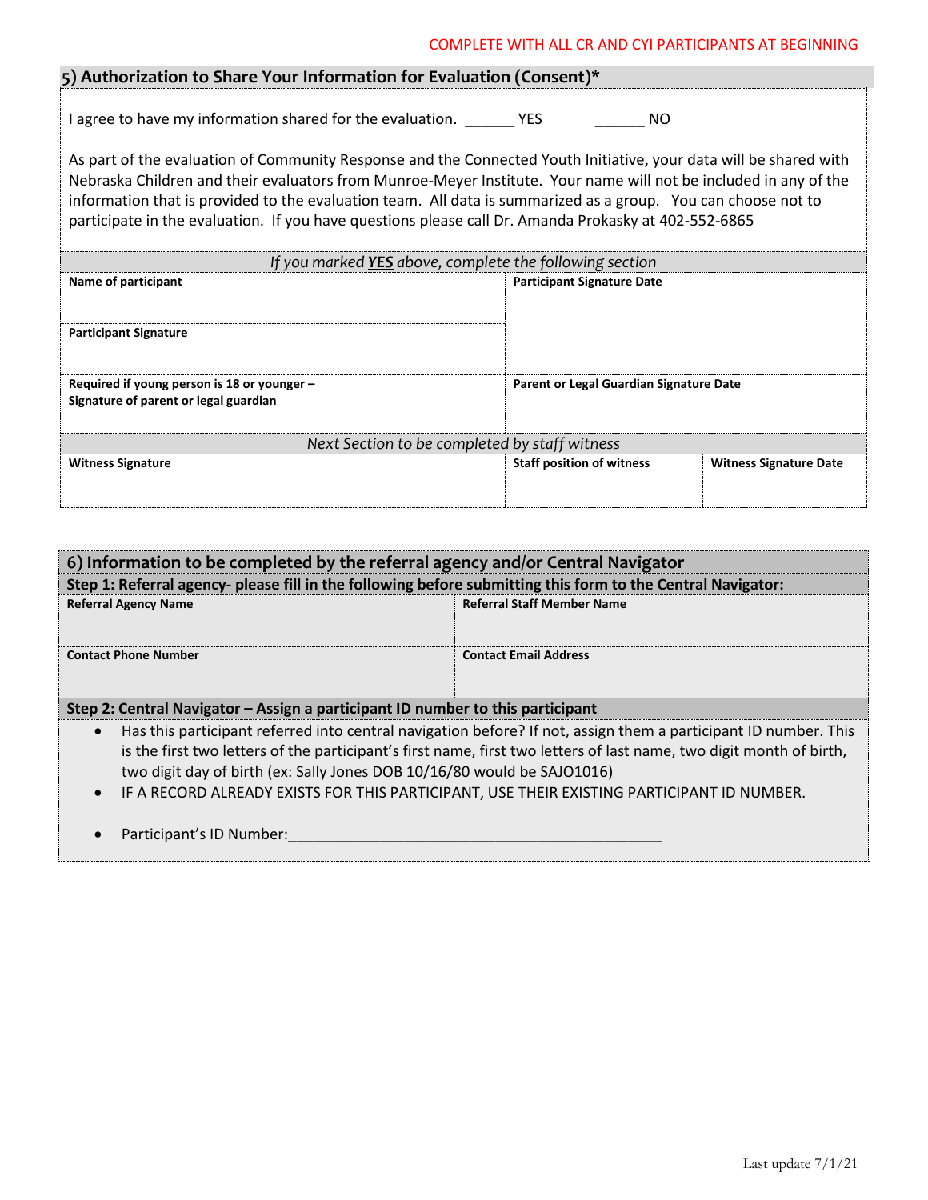COMPLETE WITH ALL CR AND CYI PARTICIPANTS AT BEGINNING

## 5) Authorization to Share Your Information for Evaluation (Consent)*

I agree to have my information shared for the evaluation. ______ YES ______ NO

As part of the evaluation of Community Response and the Connected Youth Initiative, your data will be shared with Nebraska Children and their evaluators from Munroe-Meyer Institute. Your name will not be included in any of the information that is provided to the evaluation team. All data is summarized as a group. You can choose not to participate in the evaluation. If you have questions please call Dr. Amanda Prokasky at 402-552-6865

| *If you marked **YES** above, complete the following section* | | |
|---|---|---|
| **Name of participant** | **Participant Signature Date** | |
| **Participant Signature** | | |
| **Required if young person is 18 or younger – Signature of parent or legal guardian** | **Parent or Legal Guardian Signature Date** | |
| *Next Section to be completed by staff witness* | | |
| **Witness Signature** | **Staff position of witness** | **Witness Signature Date** |

## 6) Information to be completed by the referral agency and/or Central Navigator

**Step 1: Referral agency- please fill in the following before submitting this form to the Central Navigator:**

| **Referral Agency Name** | **Referral Staff Member Name** |
|---|---|
| **Contact Phone Number** | **Contact Email Address** |

**Step 2: Central Navigator – Assign a participant ID number to this participant**

- Has this participant referred into central navigation before? If not, assign them a participant ID number. This is the first two letters of the participant's first name, first two letters of last name, two digit month of birth, two digit day of birth (ex: Sally Jones DOB 10/16/80 would be SAJO1016)
- IF A RECORD ALREADY EXISTS FOR THIS PARTICIPANT, USE THEIR EXISTING PARTICIPANT ID NUMBER.
- Participant's ID Number:______________________________________________

Last update 7/1/21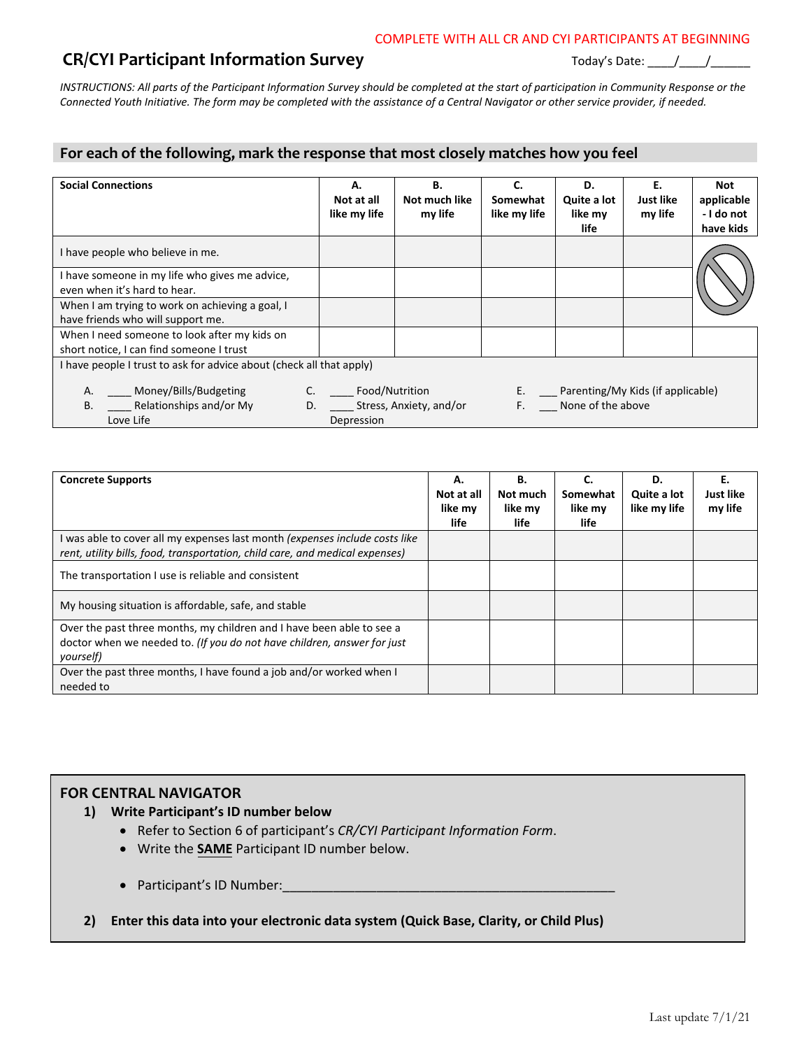COMPLETE WITH ALL CR AND CYI PARTICIPANTS AT BEGINNING

# CR/CYI Participant Information Survey

Today's Date: ____/____/______

*INSTRUCTIONS: All parts of the Participant Information Survey should be completed at the start of participation in Community Response or the Connected Youth Initiative. The form may be completed with the assistance of a Central Navigator or other service provider, if needed.*

## For each of the following, mark the response that most closely matches how you feel

| Social Connections | A. Not at all like my life | B. Not much like my life | C. Somewhat like my life | D. Quite a lot like my life | E. Just like my life | Not applicable - I do not have kids |
|---|---|---|---|---|---|---|
| I have people who believe in me. | | | | | | |
| I have someone in my life who gives me advice, even when it's hard to hear. | | | | | | |
| When I am trying to work on achieving a goal, I have friends who will support me. | | | | | | |
| When I need someone to look after my kids on short notice, I can find someone I trust | | | | | | |

I have people I trust to ask for advice about (check all that apply)

A. ____ Money/Bills/Budgeting
B. ____ Relationships and/or My Love Life
C. ____ Food/Nutrition
D. ____ Stress, Anxiety, and/or Depression
E. ___ Parenting/My Kids (if applicable)
F. ___ None of the above

| Concrete Supports | A. Not at all like my life | B. Not much like my life | C. Somewhat like my life | D. Quite a lot like my life | E. Just like my life |
|---|---|---|---|---|---|
| I was able to cover all my expenses last month *(expenses include costs like rent, utility bills, food, transportation, child care, and medical expenses)* | | | | | |
| The transportation I use is reliable and consistent | | | | | |
| My housing situation is affordable, safe, and stable | | | | | |
| Over the past three months, my children and I have been able to see a doctor when we needed to. *(If you do not have children, answer for just yourself)* | | | | | |
| Over the past three months, I have found a job and/or worked when I needed to | | | | | |

## FOR CENTRAL NAVIGATOR

1) **Write Participant's ID number below**
   - Refer to Section 6 of participant's *CR/CYI Participant Information Form*.
   - Write the **SAME** Participant ID number below.
   - Participant's ID Number:_______________________________________________

2) **Enter this data into your electronic data system (Quick Base, Clarity, or Child Plus)**

Last update 7/1/21